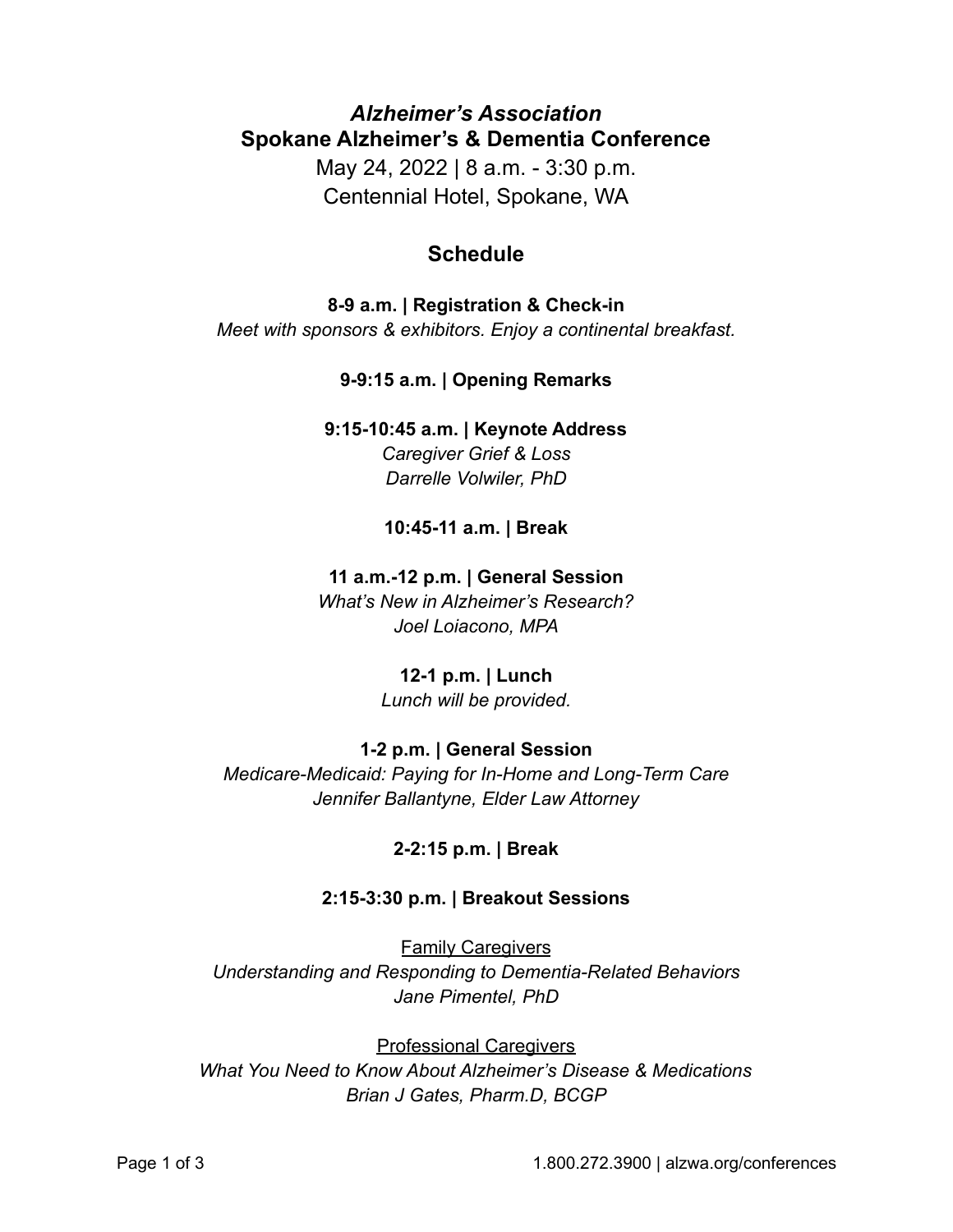# *Alzheimer's Association*
# Spokane Alzheimer's & Dementia Conference

May 24, 2022 | 8 a.m. - 3:30 p.m.
Centennial Hotel, Spokane, WA

## Schedule

**8-9 a.m. | Registration & Check-in**
*Meet with sponsors & exhibitors. Enjoy a continental breakfast.*

**9-9:15 a.m. | Opening Remarks**

**9:15-10:45 a.m. | Keynote Address**
*Caregiver Grief & Loss*
*Darrelle Volwiler, PhD*

**10:45-11 a.m. | Break**

**11 a.m.-12 p.m. | General Session**
*What's New in Alzheimer's Research?*
*Joel Loiacono, MPA*

**12-1 p.m. | Lunch**
*Lunch will be provided.*

**1-2 p.m. | General Session**
*Medicare-Medicaid: Paying for In-Home and Long-Term Care*
*Jennifer Ballantyne, Elder Law Attorney*

**2-2:15 p.m. | Break**

**2:15-3:30 p.m. | Breakout Sessions**

<u>Family Caregivers</u>
*Understanding and Responding to Dementia-Related Behaviors*
*Jane Pimentel, PhD*

<u>Professional Caregivers</u>
*What You Need to Know About Alzheimer's Disease & Medications*
*Brian J Gates, Pharm.D, BCGP*

1.800.272.3900 | alzwa.org/conferences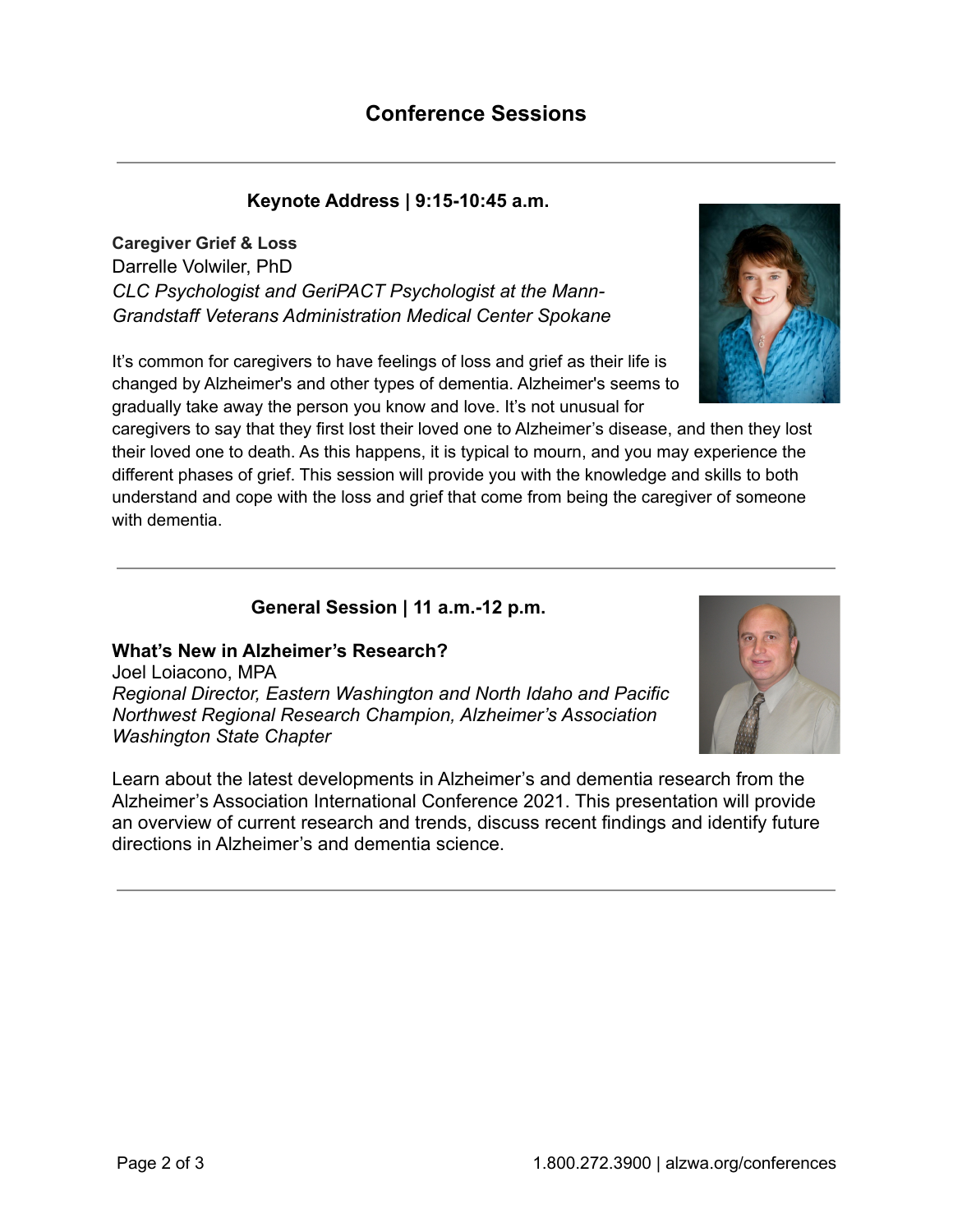# Conference Sessions

---

### Keynote Address | 9:15-10:45 a.m.

**Caregiver Grief & Loss**
Darrelle Volwiler, PhD
*CLC Psychologist and GeriPACT Psychologist at the Mann-Grandstaff Veterans Administration Medical Center Spokane*

It's common for caregivers to have feelings of loss and grief as their life is changed by Alzheimer's and other types of dementia. Alzheimer's seems to gradually take away the person you know and love. It's not unusual for caregivers to say that they first lost their loved one to Alzheimer's disease, and then they lost their loved one to death. As this happens, it is typical to mourn, and you may experience the different phases of grief. This session will provide you with the knowledge and skills to both understand and cope with the loss and grief that come from being the caregiver of someone with dementia.

---

### General Session | 11 a.m.-12 p.m.

**What's New in Alzheimer's Research?**
Joel Loiacono, MPA
*Regional Director, Eastern Washington and North Idaho and Pacific Northwest Regional Research Champion, Alzheimer's Association Washington State Chapter*

Learn about the latest developments in Alzheimer's and dementia research from the Alzheimer's Association International Conference 2021. This presentation will provide an overview of current research and trends, discuss recent findings and identify future directions in Alzheimer's and dementia science.

---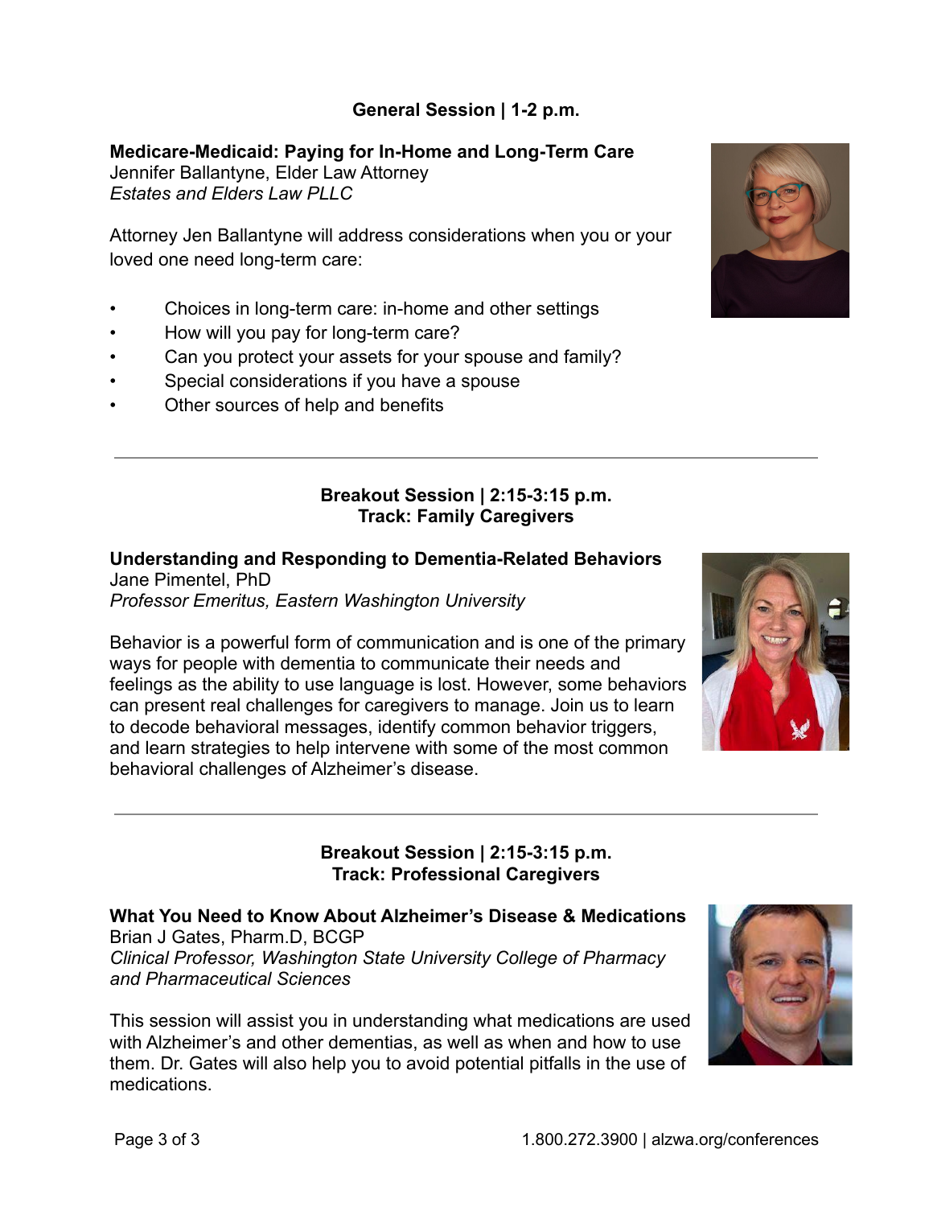### General Session | 1-2 p.m.

**Medicare-Medicaid: Paying for In-Home and Long-Term Care**
Jennifer Ballantyne, Elder Law Attorney
*Estates and Elders Law PLLC*

Attorney Jen Ballantyne will address considerations when you or your loved one need long-term care:

- Choices in long-term care: in-home and other settings
- How will you pay for long-term care?
- Can you protect your assets for your spouse and family?
- Special considerations if you have a spouse
- Other sources of help and benefits

---

### Breakout Session | 2:15-3:15 p.m.
### Track: Family Caregivers

**Understanding and Responding to Dementia-Related Behaviors**
Jane Pimentel, PhD
*Professor Emeritus, Eastern Washington University*

Behavior is a powerful form of communication and is one of the primary ways for people with dementia to communicate their needs and feelings as the ability to use language is lost. However, some behaviors can present real challenges for caregivers to manage. Join us to learn to decode behavioral messages, identify common behavior triggers, and learn strategies to help intervene with some of the most common behavioral challenges of Alzheimer's disease.

---

### Breakout Session | 2:15-3:15 p.m.
### Track: Professional Caregivers

**What You Need to Know About Alzheimer's Disease & Medications**
Brian J Gates, Pharm.D, BCGP
*Clinical Professor, Washington State University College of Pharmacy and Pharmaceutical Sciences*

This session will assist you in understanding what medications are used with Alzheimer's and other dementias, as well as when and how to use them. Dr. Gates will also help you to avoid potential pitfalls in the use of medications.

1.800.272.3900 | alzwa.org/conferences